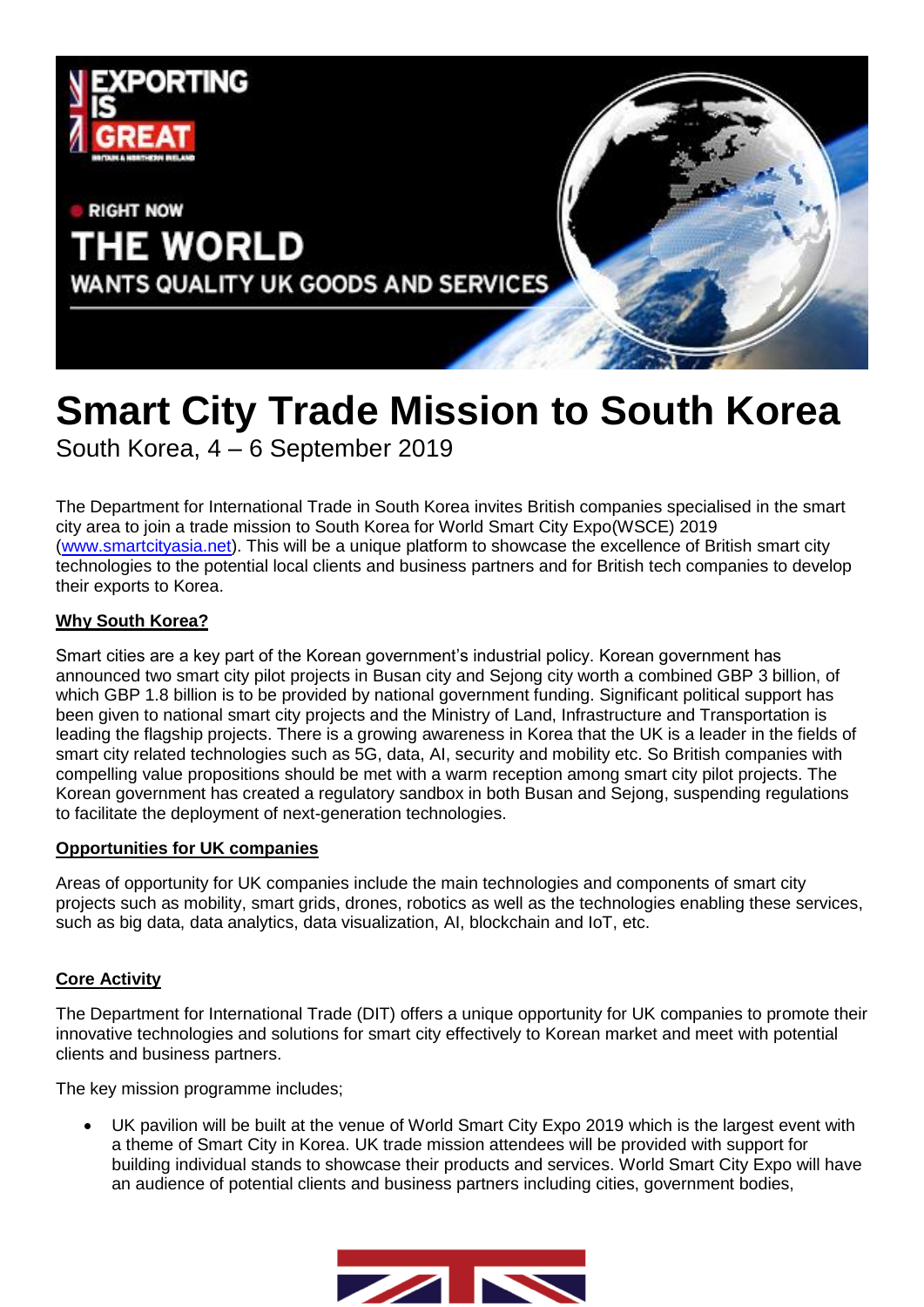# Smart City Trade Mission to South Korea

South Korea, 4 – 6 September 2019

The Department for International Trade in South Korea invites British companies specialised in the smart city area to join a trade mission to South Korea for World Smart City Expo(WSCE) 2019 (www.smartcityasia.net). This will be a unique platform to showcase the excellence of British smart city technologies to the potential local clients and business partners and for British tech companies to develop their exports to Korea.

## Why South Korea?

Smart cities are a key part of the Korean government's industrial policy. Korean government has announced two smart city pilot projects in Busan city and Sejong city worth a combined GBP 3 billion, of which GBP 1.8 billion is to be provided by national government funding. Significant political support has been given to national smart city projects and the Ministry of Land, Infrastructure and Transportation is leading the flagship projects. There is a growing awareness in Korea that the UK is a leader in the fields of smart city related technologies such as 5G, data, AI, security and mobility etc. So British companies with compelling value propositions should be met with a warm reception among smart city pilot projects. The Korean government has created a regulatory sandbox in both Busan and Sejong, suspending regulations to facilitate the deployment of next-generation technologies.

## Opportunities for UK companies

Areas of opportunity for UK companies include the main technologies and components of smart city projects such as mobility, smart grids, drones, robotics as well as the technologies enabling these services, such as big data, data analytics, data visualization, AI, blockchain and IoT, etc.

## Core Activity

The Department for International Trade (DIT) offers a unique opportunity for UK companies to promote their innovative technologies and solutions for smart city effectively to Korean market and meet with potential clients and business partners.

The key mission programme includes;

- UK pavilion will be built at the venue of World Smart City Expo 2019 which is the largest event with a theme of Smart City in Korea. UK trade mission attendees will be provided with support for building individual stands to showcase their products and services. World Smart City Expo will have an audience of potential clients and business partners including cities, government bodies,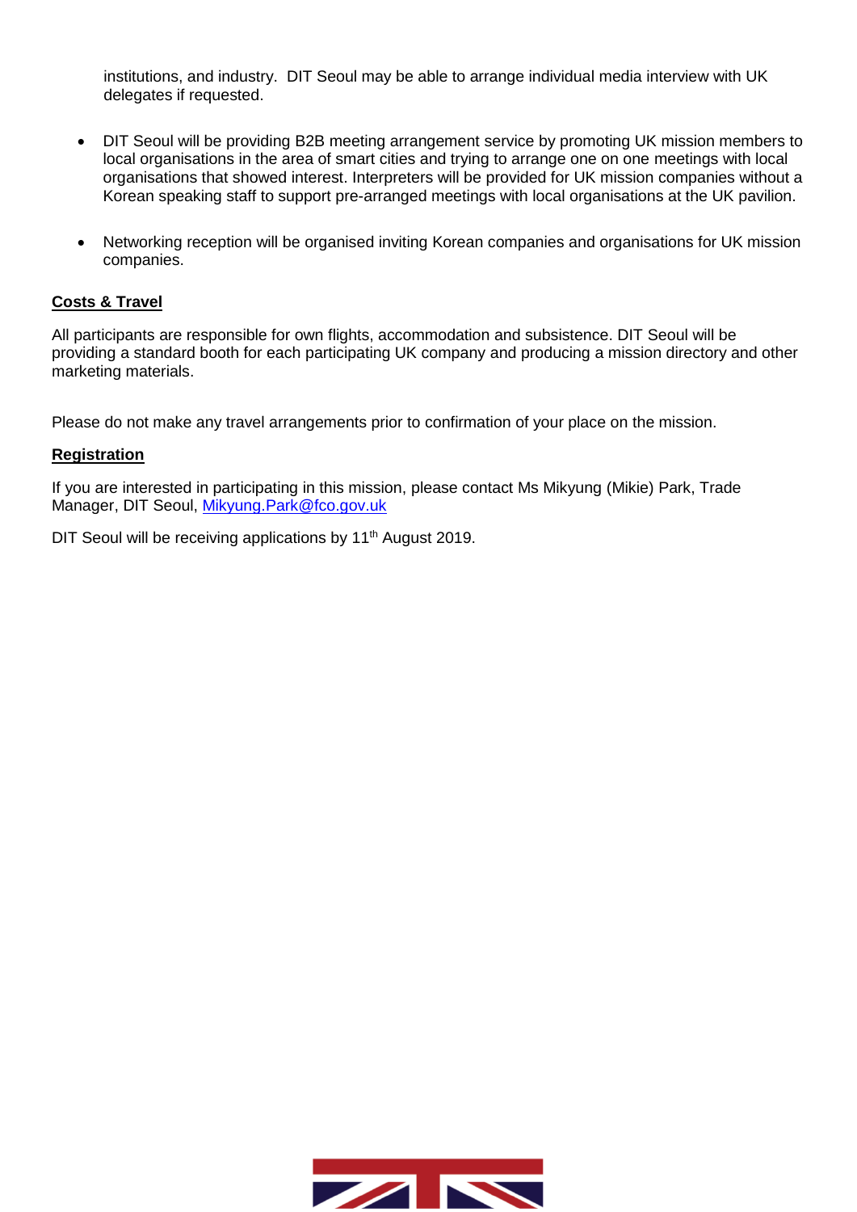institutions, and industry.  DIT Seoul may be able to arrange individual media interview with UK delegates if requested.

- DIT Seoul will be providing B2B meeting arrangement service by promoting UK mission members to local organisations in the area of smart cities and trying to arrange one on one meetings with local organisations that showed interest. Interpreters will be provided for UK mission companies without a Korean speaking staff to support pre-arranged meetings with local organisations at the UK pavilion.

- Networking reception will be organised inviting Korean companies and organisations for UK mission companies.

**Costs & Travel**

All participants are responsible for own flights, accommodation and subsistence. DIT Seoul will be providing a standard booth for each participating UK company and producing a mission directory and other marketing materials.

Please do not make any travel arrangements prior to confirmation of your place on the mission.

**Registration**

If you are interested in participating in this mission, please contact Ms Mikyung (Mikie) Park, Trade Manager, DIT Seoul, Mikyung.Park@fco.gov.uk

DIT Seoul will be receiving applications by 11th August 2019.